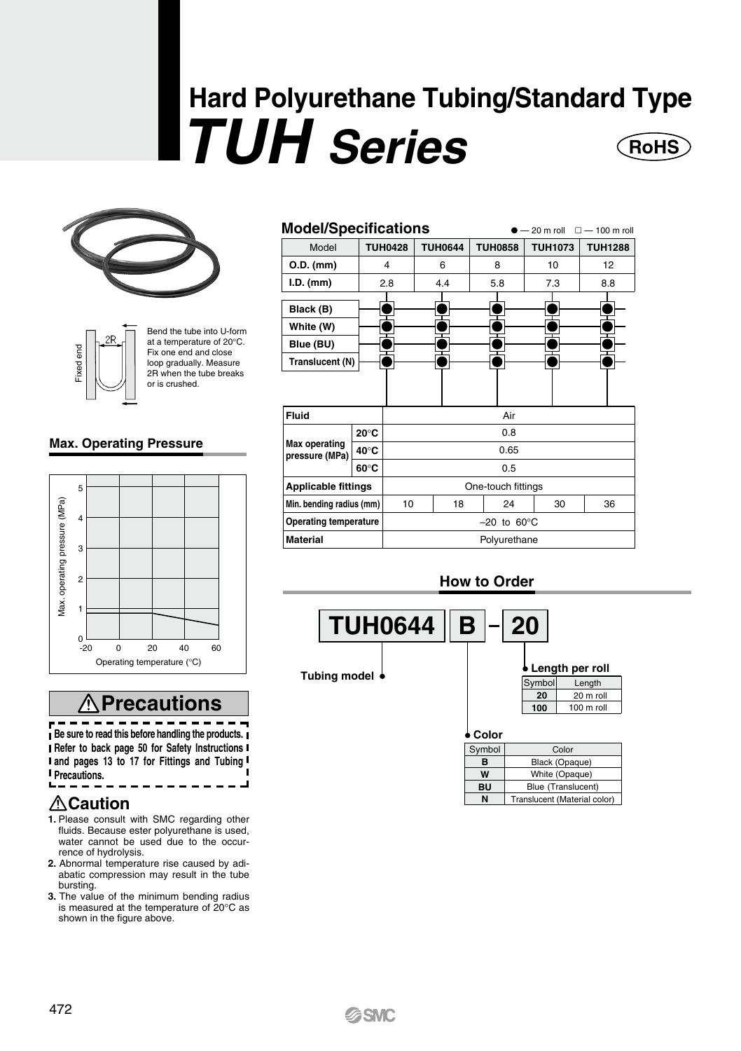# Hard Polyurethane Tubing/Standard Type

# *TUH Series*

RoHS

Bend the tube into U-form at a temperature of 20°C. Fix one end and close loop gradually. Measure 2R when the tube breaks or is crushed.

## Max. Operating Pressure

## Model/Specifications

● — 20 m roll □ — 100 m roll

| Model | TUH0428 | TUH0644 | TUH0858 | TUH1073 | TUH1288 |
|---|---|---|---|---|---|
| O.D. (mm) | 4 | 6 | 8 | 10 | 12 |
| I.D. (mm) | 2.8 | 4.4 | 5.8 | 7.3 | 8.8 |
| Black (B) | ● | ● | ● | ● | ● |
| White (W) | ● | ● | ● | ● | ● |
| Blue (BU) | ● | ● | ● | ● | ● |
| Translucent (N) | ● | ● | ● | ● | ● |

| Fluid | | Air | | | | |
|---|---|---|---|---|---|---|
| Max operating pressure (MPa) | 20°C | 0.8 | | | | |
| | 40°C | 0.65 | | | | |
| | 60°C | 0.5 | | | | |
| Applicable fittings | | One-touch fittings | | | | |
| Min. bending radius (mm) | | 10 | 18 | 24 | 30 | 36 |
| Operating temperature | | –20 to 60°C | | | | |
| Material | | Polyurethane | | | | |

## How to Order

**TUH0644 B – 20**

Tubing model

Color

| Symbol | Color |
|---|---|
| B | Black (Opaque) |
| W | White (Opaque) |
| BU | Blue (Translucent) |
| N | Translucent (Material color) |

Length per roll

| Symbol | Length |
|---|---|
| 20 | 20 m roll |
| 100 | 100 m roll |

## ⚠Precautions

**Be sure to read this before handling the products. Refer to back page 50 for Safety Instructions and pages 13 to 17 for Fittings and Tubing Precautions.**

### ⚠Caution

1. Please consult with SMC regarding other fluids. Because ester polyurethane is used, water cannot be used due to the occurrence of hydrolysis.
2. Abnormal temperature rise caused by adiabatic compression may result in the tube bursting.
3. The value of the minimum bending radius is measured at the temperature of 20°C as shown in the figure above.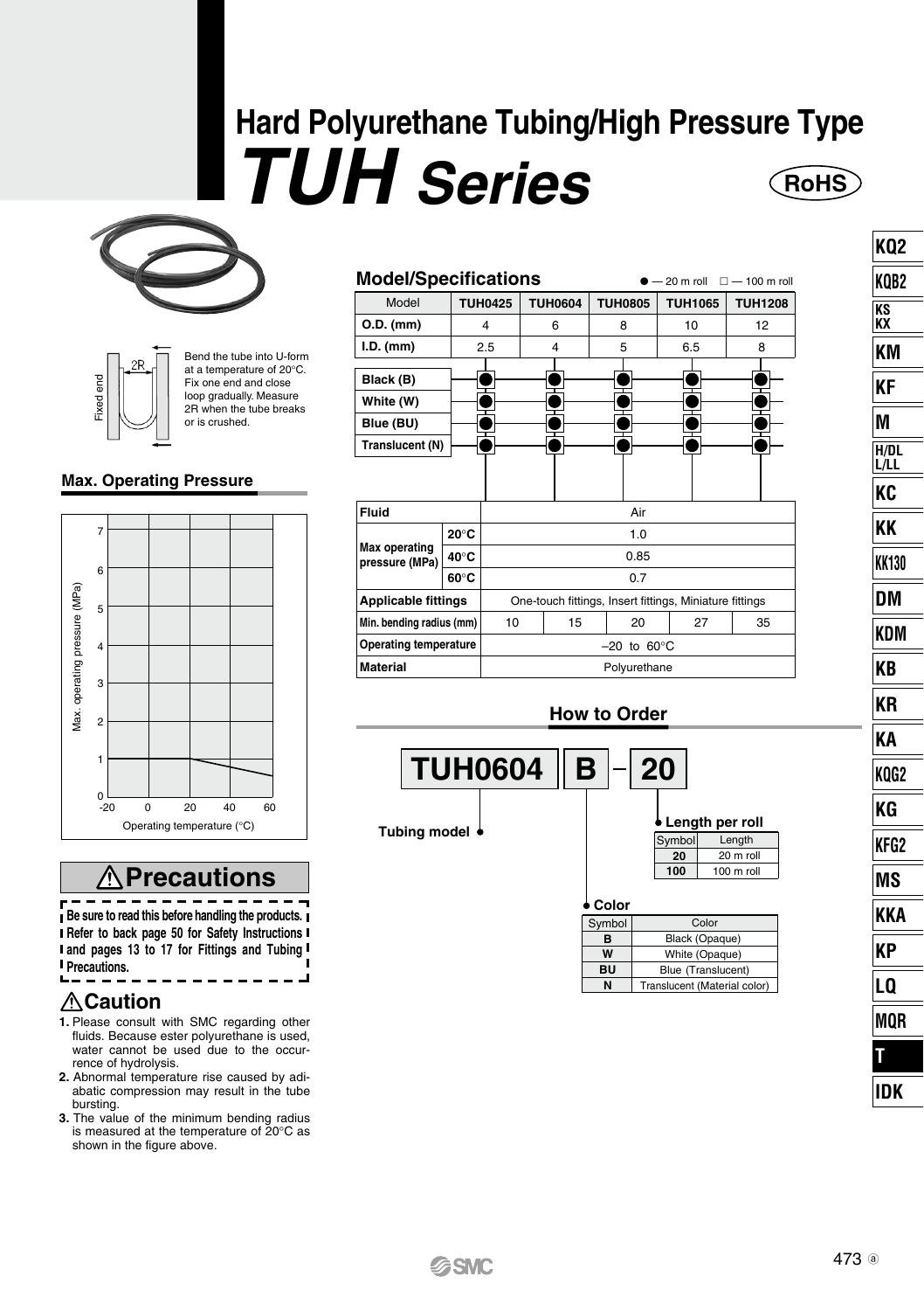# Hard Polyurethane Tubing/High Pressure Type

# *TUH Series*

RoHS

Bend the tube into U-form at a temperature of 20°C. Fix one end and close loop gradually. Measure 2R when the tube breaks or is crushed.

Fixed end

2R

## Max. Operating Pressure

Max. operating pressure (MPa)

7
6
5
4
3
2
1
0

-20 0 20 40 60

Operating temperature (°C)

## Model/Specifications

● — 20 m roll □ — 100 m roll

| Model | | TUH0425 | TUH0604 | TUH0805 | TUH1065 | TUH1208 |
|---|---|---|---|---|---|---|
| O.D. (mm) | | 4 | 6 | 8 | 10 | 12 |
| I.D. (mm) | | 2.5 | 4 | 5 | 6.5 | 8 |
| Black (B) | | ● | ● | ● | ● | ● |
| White (W) | | ● | ● | ● | ● | ● |
| Blue (BU) | | ● | ● | ● | ● | ● |
| Translucent (N) | | ● | ● | ● | ● | ● |
| Fluid | | Air | | | | |
| Max operating pressure (MPa) | 20°C | 1.0 | | | | |
| | 40°C | 0.85 | | | | |
| | 60°C | 0.7 | | | | |
| Applicable fittings | | One-touch fittings, Insert fittings, Miniature fittings | | | | |
| Min. bending radius (mm) | | 10 | 15 | 20 | 27 | 35 |
| Operating temperature | | –20 to 60°C | | | | |
| Material | | Polyurethane | | | | |

## How to Order

**TUH0604 B – 20**

Tubing model

**Color**

| Symbol | Color |
|---|---|
| B | Black (Opaque) |
| W | White (Opaque) |
| BU | Blue (Translucent) |
| N | Translucent (Material color) |

**Length per roll**

| Symbol | Length |
|---|---|
| 20 | 20 m roll |
| 100 | 100 m roll |

## ⚠Precautions

**Be sure to read this before handling the products. Refer to back page 50 for Safety Instructions and pages 13 to 17 for Fittings and Tubing Precautions.**

### ⚠Caution

1. Please consult with SMC regarding other fluids. Because ester polyurethane is used, water cannot be used due to the occurrence of hydrolysis.
2. Abnormal temperature rise caused by adiabatic compression may result in the tube bursting.
3. The value of the minimum bending radius is measured at the temperature of 20°C as shown in the figure above.